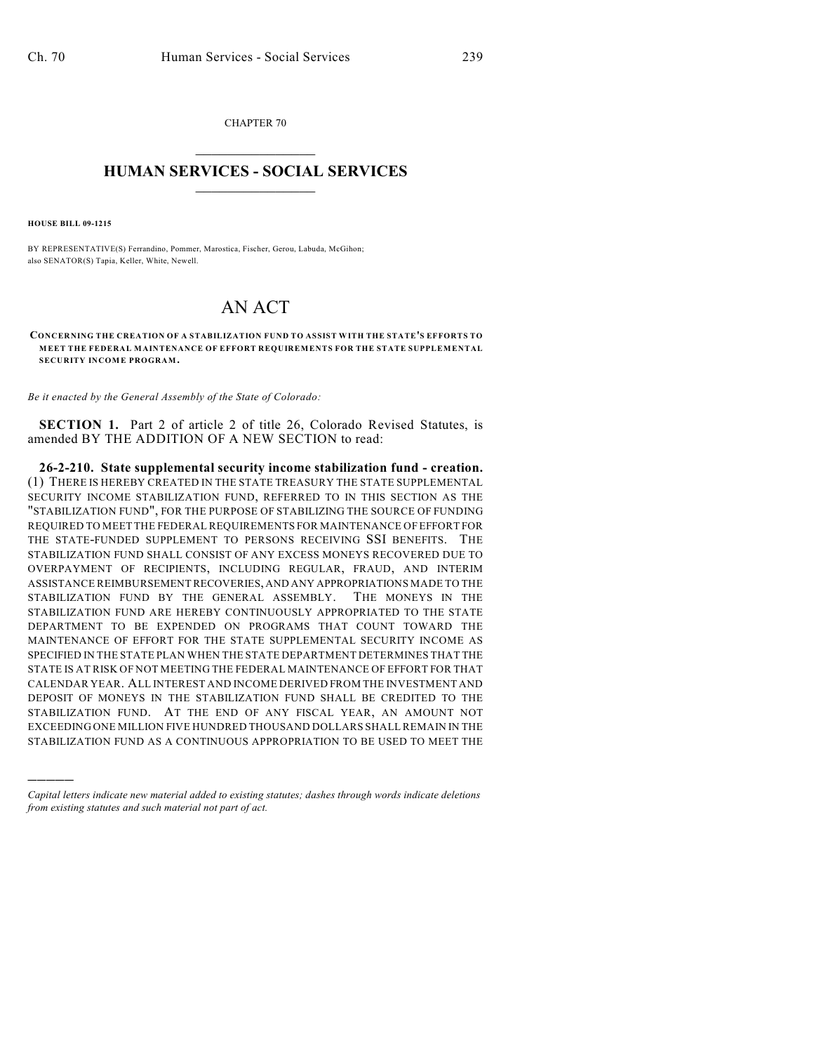CHAPTER 70

# HUMAN SERVICES - SOCIAL SERVICES

**HOUSE BILL 09-1215**

BY REPRESENTATIVE(S) Ferrandino, Pommer, Marostica, Fischer, Gerou, Labuda, McGihon; also SENATOR(S) Tapia, Keller, White, Newell.

# AN ACT

**CONCERNING THE CREATION OF A STABILIZATION FUND TO ASSIST WITH THE STATE'S EFFORTS TO MEET THE FEDERAL MAINTENANCE OF EFFORT REQUIREMENTS FOR THE STATE SUPPLEMENTAL SECURITY INCOME PROGRAM.**

*Be it enacted by the General Assembly of the State of Colorado:*

**SECTION 1.** Part 2 of article 2 of title 26, Colorado Revised Statutes, is amended BY THE ADDITION OF A NEW SECTION to read:

**26-2-210. State supplemental security income stabilization fund - creation.** (1) THERE IS HEREBY CREATED IN THE STATE TREASURY THE STATE SUPPLEMENTAL SECURITY INCOME STABILIZATION FUND, REFERRED TO IN THIS SECTION AS THE "STABILIZATION FUND", FOR THE PURPOSE OF STABILIZING THE SOURCE OF FUNDING REQUIRED TO MEET THE FEDERAL REQUIREMENTS FOR MAINTENANCE OF EFFORT FOR THE STATE-FUNDED SUPPLEMENT TO PERSONS RECEIVING SSI BENEFITS. THE STABILIZATION FUND SHALL CONSIST OF ANY EXCESS MONEYS RECOVERED DUE TO OVERPAYMENT OF RECIPIENTS, INCLUDING REGULAR, FRAUD, AND INTERIM ASSISTANCE REIMBURSEMENT RECOVERIES, AND ANY APPROPRIATIONS MADE TO THE STABILIZATION FUND BY THE GENERAL ASSEMBLY. THE MONEYS IN THE STABILIZATION FUND ARE HEREBY CONTINUOUSLY APPROPRIATED TO THE STATE DEPARTMENT TO BE EXPENDED ON PROGRAMS THAT COUNT TOWARD THE MAINTENANCE OF EFFORT FOR THE STATE SUPPLEMENTAL SECURITY INCOME AS SPECIFIED IN THE STATE PLAN WHEN THE STATE DEPARTMENT DETERMINES THAT THE STATE IS AT RISK OF NOT MEETING THE FEDERAL MAINTENANCE OF EFFORT FOR THAT CALENDAR YEAR. ALL INTEREST AND INCOME DERIVED FROM THE INVESTMENT AND DEPOSIT OF MONEYS IN THE STABILIZATION FUND SHALL BE CREDITED TO THE STABILIZATION FUND. AT THE END OF ANY FISCAL YEAR, AN AMOUNT NOT EXCEEDING ONE MILLION FIVE HUNDRED THOUSAND DOLLARS SHALL REMAIN IN THE STABILIZATION FUND AS A CONTINUOUS APPROPRIATION TO BE USED TO MEET THE

---

*Capital letters indicate new material added to existing statutes; dashes through words indicate deletions from existing statutes and such material not part of act.*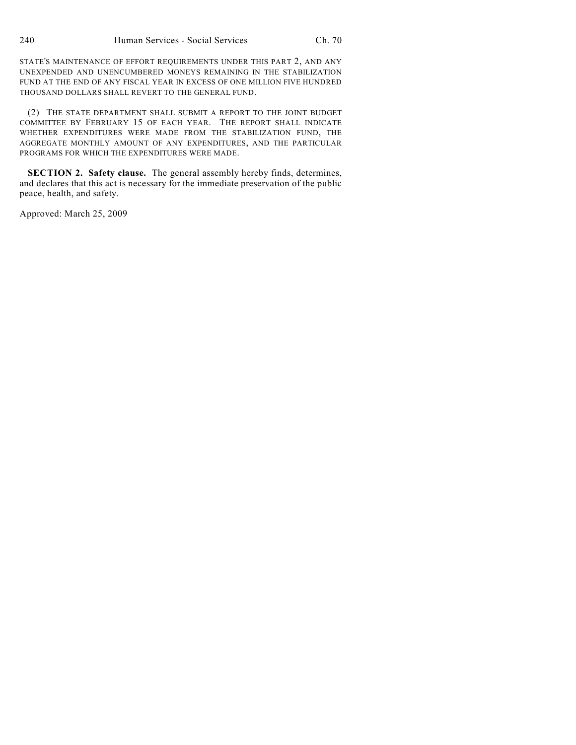STATE'S MAINTENANCE OF EFFORT REQUIREMENTS UNDER THIS PART 2, AND ANY UNEXPENDED AND UNENCUMBERED MONEYS REMAINING IN THE STABILIZATION FUND AT THE END OF ANY FISCAL YEAR IN EXCESS OF ONE MILLION FIVE HUNDRED THOUSAND DOLLARS SHALL REVERT TO THE GENERAL FUND.

(2) THE STATE DEPARTMENT SHALL SUBMIT A REPORT TO THE JOINT BUDGET COMMITTEE BY FEBRUARY 15 OF EACH YEAR. THE REPORT SHALL INDICATE WHETHER EXPENDITURES WERE MADE FROM THE STABILIZATION FUND, THE AGGREGATE MONTHLY AMOUNT OF ANY EXPENDITURES, AND THE PARTICULAR PROGRAMS FOR WHICH THE EXPENDITURES WERE MADE.

**SECTION 2. Safety clause.** The general assembly hereby finds, determines, and declares that this act is necessary for the immediate preservation of the public peace, health, and safety.

Approved: March 25, 2009